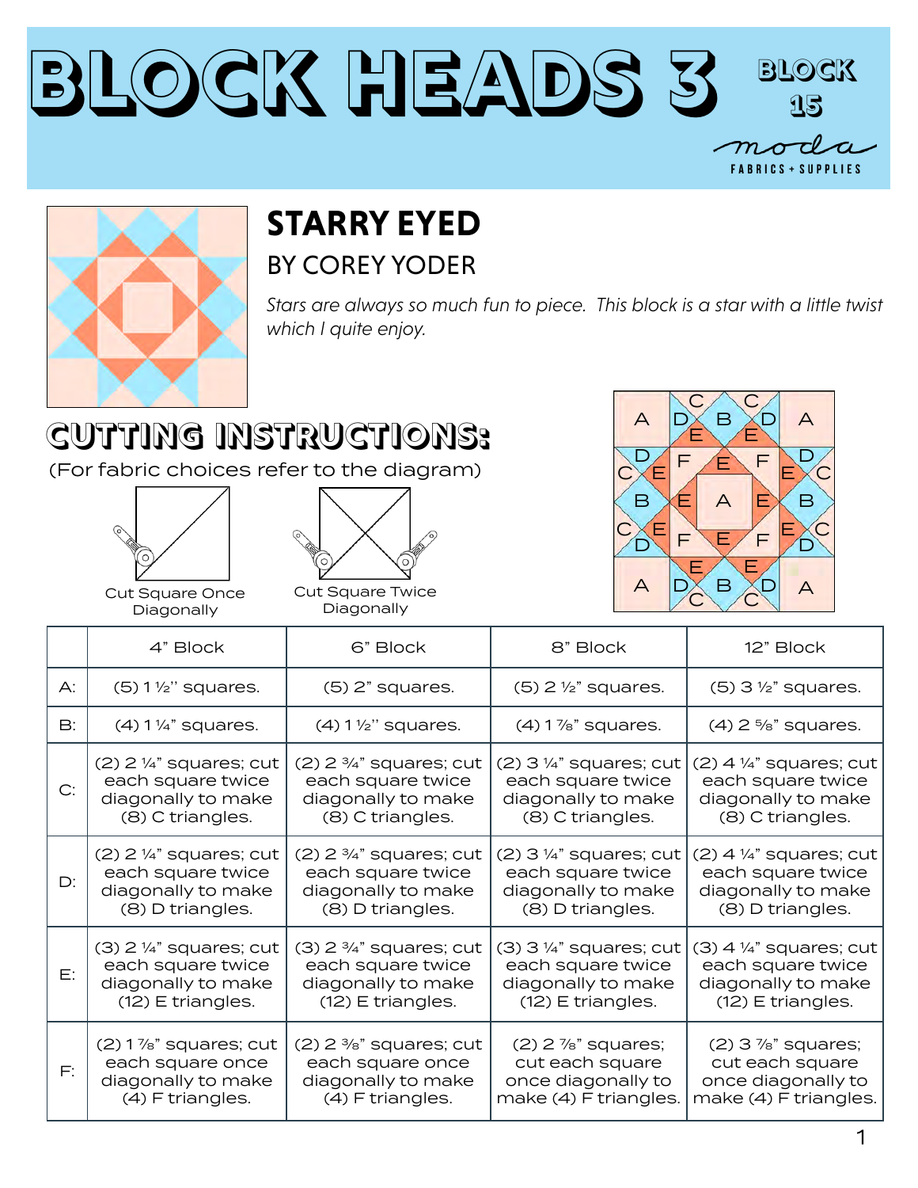# BLOCK HEADS 3

BLOCK 15

moda FABRICS + SUPPLIES

## STARRY EYED

### BY COREY YODER

*Stars are always so much fun to piece. This block is a star with a little twist which I quite enjoy.*

## CUTTING INSTRUCTIONS:

(For fabric choices refer to the diagram)

Cut Square Once Diagonally

Cut Square Twice Diagonally

| | 4" Block | 6" Block | 8" Block | 12" Block |
|---|---|---|---|---|
| A: | (5) 1 ½" squares. | (5) 2" squares. | (5) 2 ½" squares. | (5) 3 ½" squares. |
| B: | (4) 1 ¼" squares. | (4) 1 ½" squares. | (4) 1 ⅞" squares. | (4) 2 ⅝" squares. |
| C: | (2) 2 ¼" squares; cut each square twice diagonally to make (8) C triangles. | (2) 2 ¾" squares; cut each square twice diagonally to make (8) C triangles. | (2) 3 ¼" squares; cut each square twice diagonally to make (8) C triangles. | (2) 4 ¼" squares; cut each square twice diagonally to make (8) C triangles. |
| D: | (2) 2 ¼" squares; cut each square twice diagonally to make (8) D triangles. | (2) 2 ¾" squares; cut each square twice diagonally to make (8) D triangles. | (2) 3 ¼" squares; cut each square twice diagonally to make (8) D triangles. | (2) 4 ¼" squares; cut each square twice diagonally to make (8) D triangles. |
| E: | (3) 2 ¼" squares; cut each square twice diagonally to make (12) E triangles. | (3) 2 ¾" squares; cut each square twice diagonally to make (12) E triangles. | (3) 3 ¼" squares; cut each square twice diagonally to make (12) E triangles. | (3) 4 ¼" squares; cut each square twice diagonally to make (12) E triangles. |
| F: | (2) 1 ⅞" squares; cut each square once diagonally to make (4) F triangles. | (2) 2 ⅜" squares; cut each square once diagonally to make (4) F triangles. | (2) 2 ⅞" squares; cut each square once diagonally to make (4) F triangles. | (2) 3 ⅞" squares; cut each square once diagonally to make (4) F triangles. |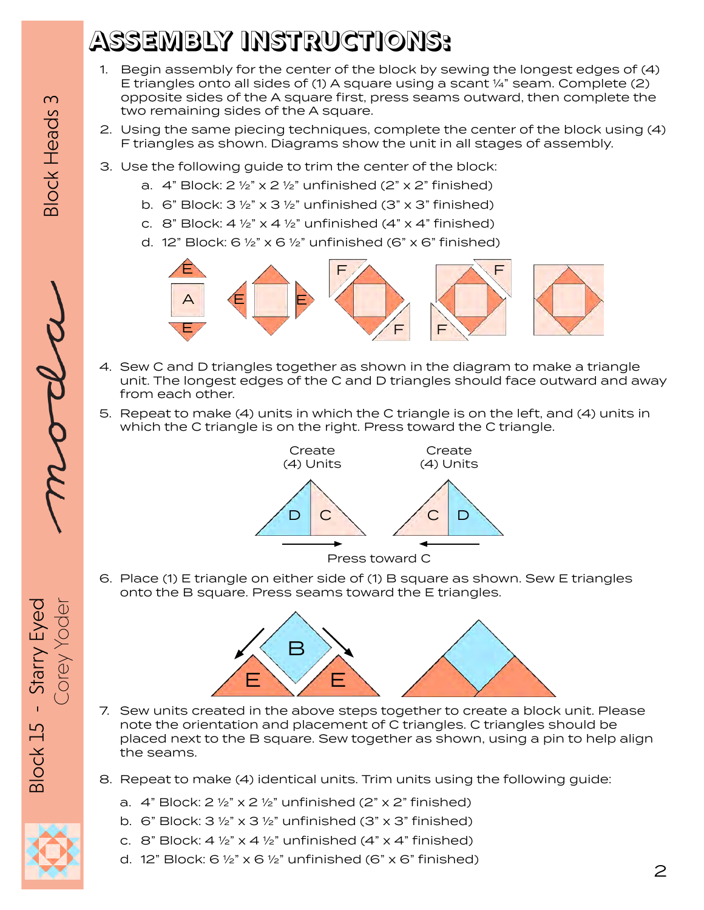# ASSEMBLY INSTRUCTIONS:

1. Begin assembly for the center of the block by sewing the longest edges of (4) E triangles onto all sides of (1) A square using a scant ¼" seam. Complete (2) opposite sides of the A square first, press seams outward, then complete the two remaining sides of the A square.
2. Using the same piecing techniques, complete the center of the block using (4) F triangles as shown. Diagrams show the unit in all stages of assembly.
3. Use the following guide to trim the center of the block:
   a. 4" Block: 2 ½" x 2 ½" unfinished (2" x 2" finished)
   b. 6" Block: 3 ½" x 3 ½" unfinished (3" x 3" finished)
   c. 8" Block: 4 ½" x 4 ½" unfinished (4" x 4" finished)
   d. 12" Block: 6 ½" x 6 ½" unfinished (6" x 6" finished)

4. Sew C and D triangles together as shown in the diagram to make a triangle unit. The longest edges of the C and D triangles should face outward and away from each other.
5. Repeat to make (4) units in which the C triangle is on the left, and (4) units in which the C triangle is on the right. Press toward the C triangle.

Create (4) Units | Create (4) Units

Press toward C

6. Place (1) E triangle on either side of (1) B square as shown. Sew E triangles onto the B square. Press seams toward the E triangles.

7. Sew units created in the above steps together to create a block unit. Please note the orientation and placement of C triangles. C triangles should be placed next to the B square. Sew together as shown, using a pin to help align the seams.
8. Repeat to make (4) identical units. Trim units using the following guide:
   a. 4" Block: 2 ½" x 2 ½" unfinished (2" x 2" finished)
   b. 6" Block: 3 ½" x 3 ½" unfinished (3" x 3" finished)
   c. 8" Block: 4 ½" x 4 ½" unfinished (4" x 4" finished)
   d. 12" Block: 6 ½" x 6 ½" unfinished (6" x 6" finished)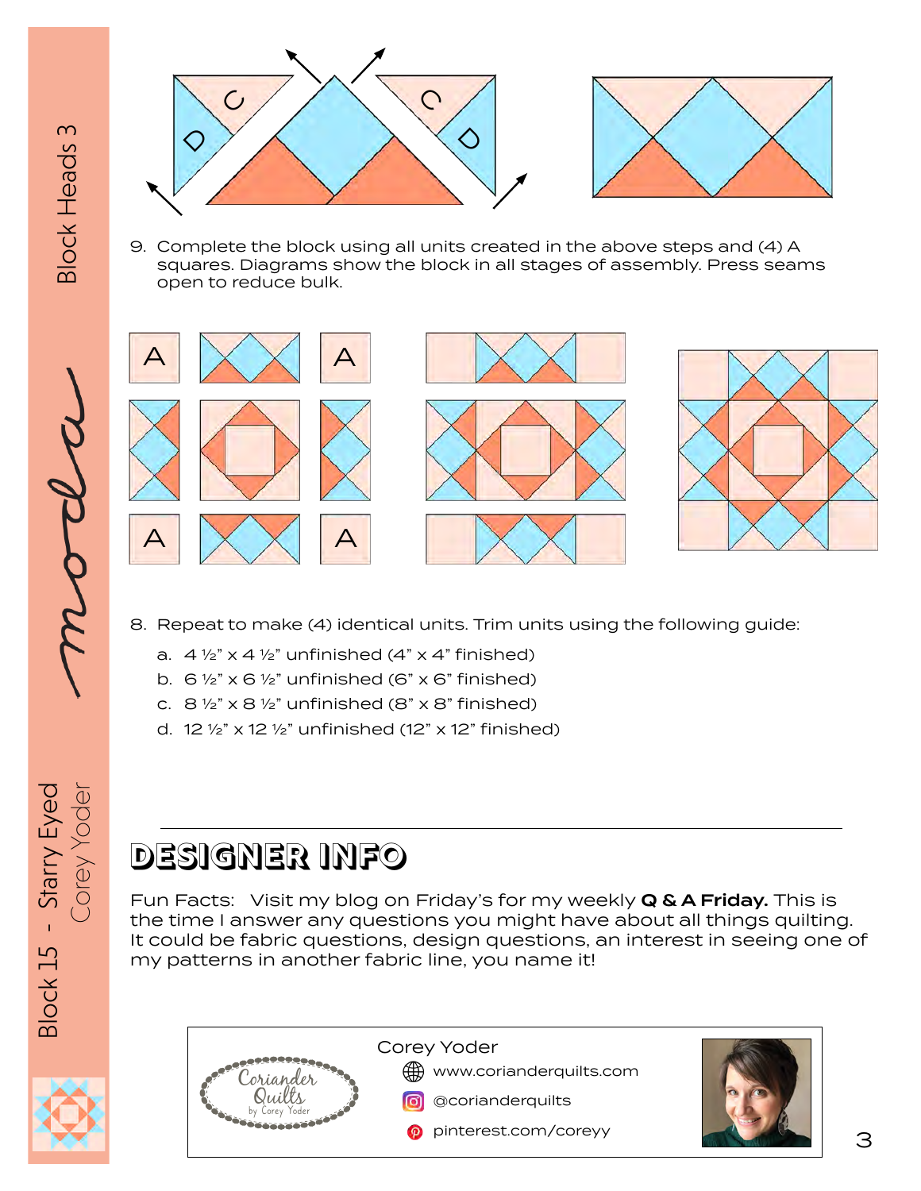9. Complete the block using all units created in the above steps and (4) A squares. Diagrams show the block in all stages of assembly. Press seams open to reduce bulk.

A

A

A

A

8. Repeat to make (4) identical units. Trim units using the following guide:

   a. 4 ½" x 4 ½" unfinished (4" x 4" finished)
   b. 6 ½" x 6 ½" unfinished (6" x 6" finished)
   c. 8 ½" x 8 ½" unfinished (8" x 8" finished)
   d. 12 ½" x 12 ½" unfinished (12" x 12" finished)

---

# DESIGNER INFO

Fun Facts: Visit my blog on Friday's for my weekly **Q & A Friday.** This is the time I answer any questions you might have about all things quilting. It could be fabric questions, design questions, an interest in seeing one of my patterns in another fabric line, you name it!

Coriander Quilts by Corey Yoder

Corey Yoder

www.corianderquilts.com

@corianderquilts

pinterest.com/coreyy